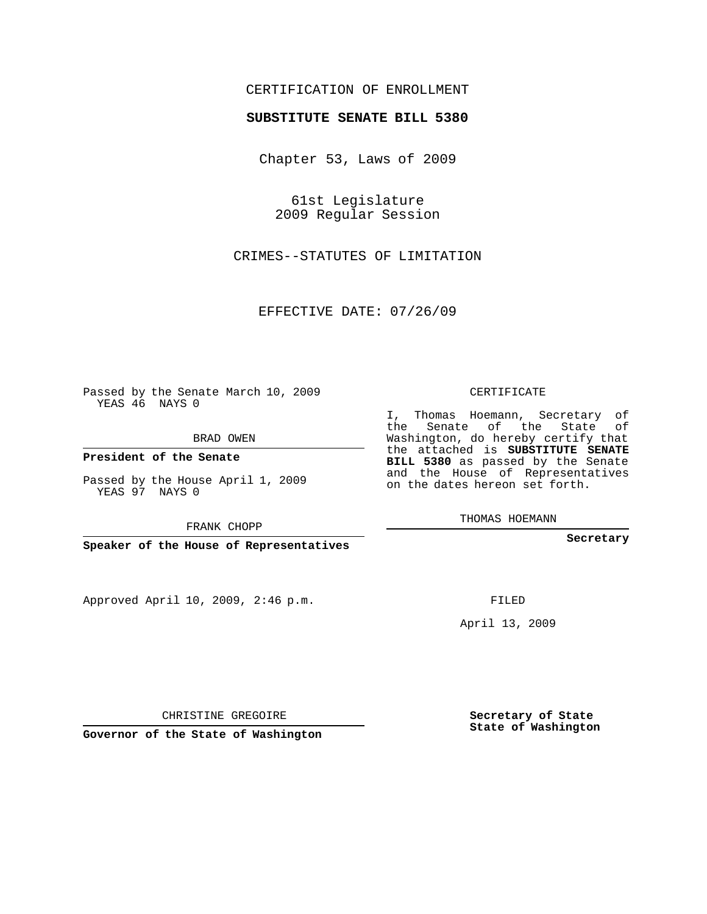CERTIFICATION OF ENROLLMENT

**SUBSTITUTE SENATE BILL 5380**

Chapter 53, Laws of 2009

61st Legislature
2009 Regular Session

CRIMES--STATUTES OF LIMITATION

EFFECTIVE DATE: 07/26/09

Passed by the Senate March 10, 2009
YEAS 46 NAYS 0

BRAD OWEN

**President of the Senate**

Passed by the House April 1, 2009
YEAS 97 NAYS 0

FRANK CHOPP

**Speaker of the House of Representatives**

Approved April 10, 2009, 2:46 p.m.

CHRISTINE GREGOIRE

**Governor of the State of Washington**

CERTIFICATE

I, Thomas Hoemann, Secretary of the Senate of the State of Washington, do hereby certify that the attached is **SUBSTITUTE SENATE BILL 5380** as passed by the Senate and the House of Representatives on the dates hereon set forth.

THOMAS HOEMANN

**Secretary**

FILED

April 13, 2009

**Secretary of State**
**State of Washington**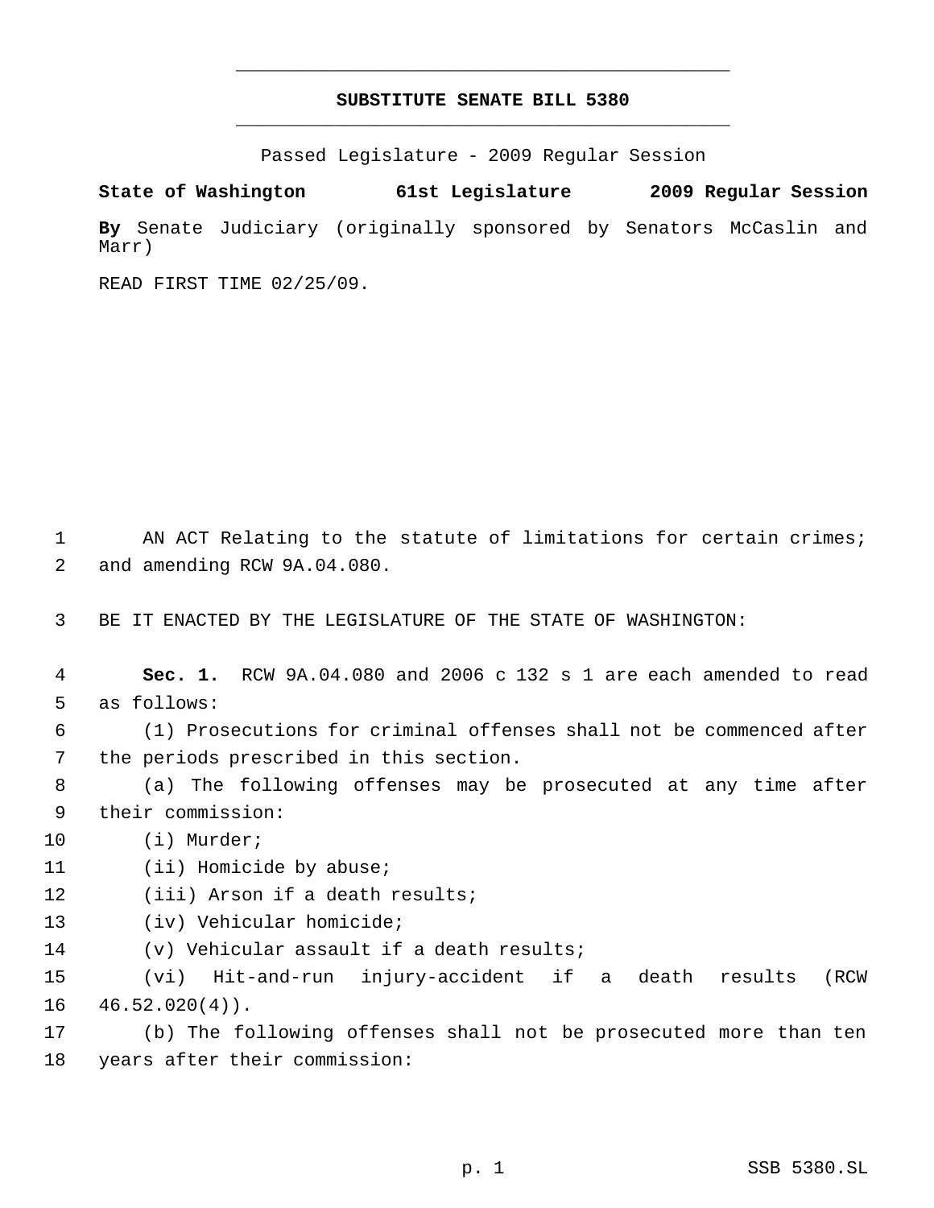# SUBSTITUTE SENATE BILL 5380

Passed Legislature - 2009 Regular Session

**State of Washington 61st Legislature 2009 Regular Session**

**By** Senate Judiciary (originally sponsored by Senators McCaslin and Marr)

READ FIRST TIME 02/25/09.

AN ACT Relating to the statute of limitations for certain crimes; and amending RCW 9A.04.080.

BE IT ENACTED BY THE LEGISLATURE OF THE STATE OF WASHINGTON:

**Sec. 1.** RCW 9A.04.080 and 2006 c 132 s 1 are each amended to read as follows:

(1) Prosecutions for criminal offenses shall not be commenced after the periods prescribed in this section.

(a) The following offenses may be prosecuted at any time after their commission:

(i) Murder;

(ii) Homicide by abuse;

(iii) Arson if a death results;

(iv) Vehicular homicide;

(v) Vehicular assault if a death results;

(vi) Hit-and-run injury-accident if a death results (RCW 46.52.020(4)).

(b) The following offenses shall not be prosecuted more than ten years after their commission: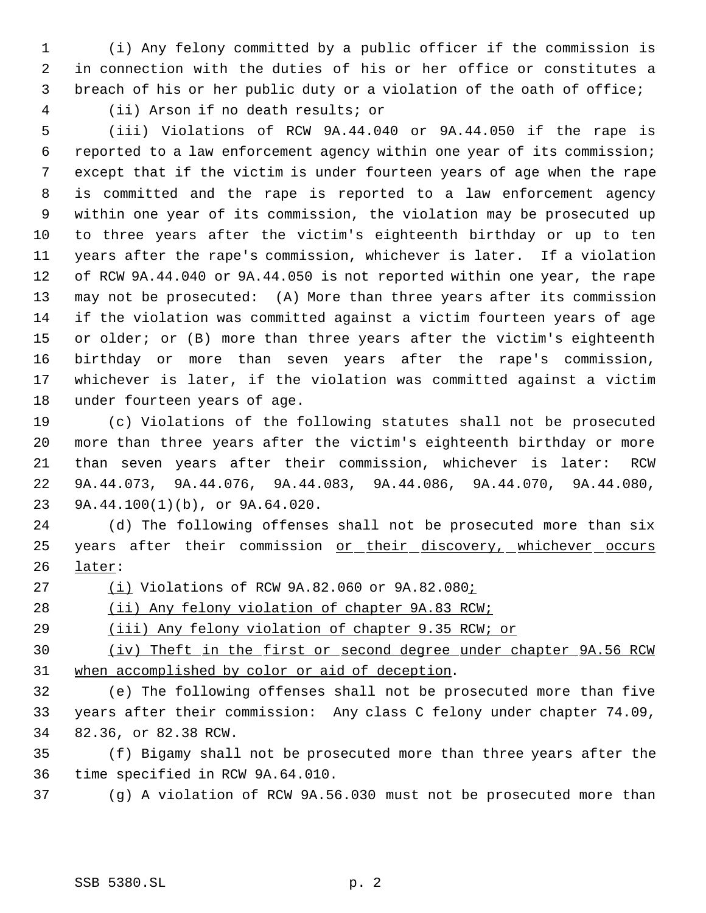(i) Any felony committed by a public officer if the commission is in connection with the duties of his or her office or constitutes a breach of his or her public duty or a violation of the oath of office;

(ii) Arson if no death results; or

(iii) Violations of RCW 9A.44.040 or 9A.44.050 if the rape is reported to a law enforcement agency within one year of its commission; except that if the victim is under fourteen years of age when the rape is committed and the rape is reported to a law enforcement agency within one year of its commission, the violation may be prosecuted up to three years after the victim's eighteenth birthday or up to ten years after the rape's commission, whichever is later. If a violation of RCW 9A.44.040 or 9A.44.050 is not reported within one year, the rape may not be prosecuted: (A) More than three years after its commission if the violation was committed against a victim fourteen years of age or older; or (B) more than three years after the victim's eighteenth birthday or more than seven years after the rape's commission, whichever is later, if the violation was committed against a victim under fourteen years of age.

(c) Violations of the following statutes shall not be prosecuted more than three years after the victim's eighteenth birthday or more than seven years after their commission, whichever is later: RCW 9A.44.073, 9A.44.076, 9A.44.083, 9A.44.086, 9A.44.070, 9A.44.080, 9A.44.100(1)(b), or 9A.64.020.

(d) The following offenses shall not be prosecuted more than six years after their commission <u>or their discovery, whichever occurs later</u>:

<u>(i)</u> Violations of RCW 9A.82.060 or 9A.82.080<u>;</u>

<u>(ii) Any felony violation of chapter 9A.83 RCW;</u>

<u>(iii) Any felony violation of chapter 9.35 RCW; or</u>

<u>(iv) Theft in the first or second degree under chapter 9A.56 RCW when accomplished by color or aid of deception</u>.

(e) The following offenses shall not be prosecuted more than five years after their commission: Any class C felony under chapter 74.09, 82.36, or 82.38 RCW.

(f) Bigamy shall not be prosecuted more than three years after the time specified in RCW 9A.64.010.

(g) A violation of RCW 9A.56.030 must not be prosecuted more than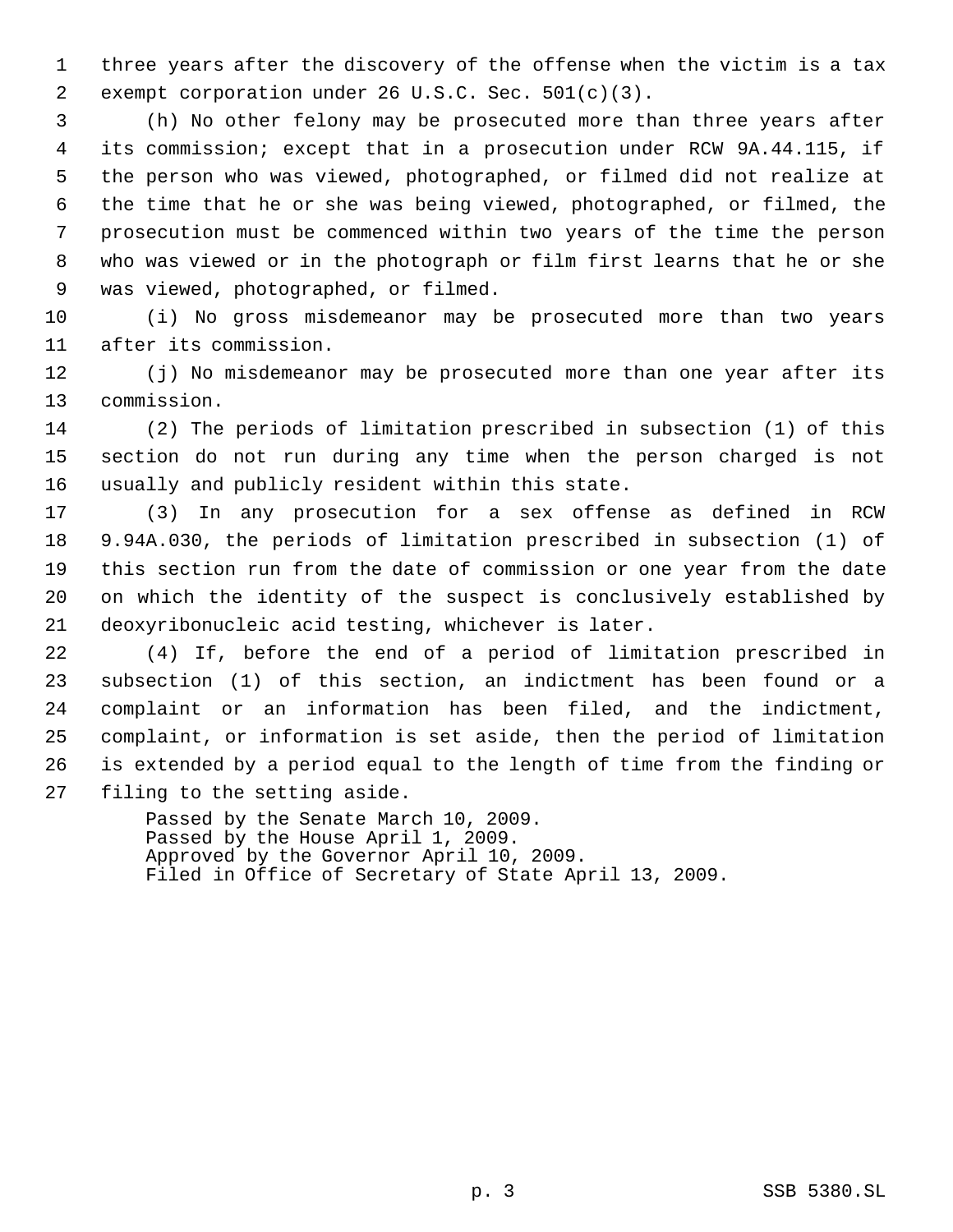three years after the discovery of the offense when the victim is a tax exempt corporation under 26 U.S.C. Sec. 501(c)(3).

(h) No other felony may be prosecuted more than three years after its commission; except that in a prosecution under RCW 9A.44.115, if the person who was viewed, photographed, or filmed did not realize at the time that he or she was being viewed, photographed, or filmed, the prosecution must be commenced within two years of the time the person who was viewed or in the photograph or film first learns that he or she was viewed, photographed, or filmed.

(i) No gross misdemeanor may be prosecuted more than two years after its commission.

(j) No misdemeanor may be prosecuted more than one year after its commission.

(2) The periods of limitation prescribed in subsection (1) of this section do not run during any time when the person charged is not usually and publicly resident within this state.

(3) In any prosecution for a sex offense as defined in RCW 9.94A.030, the periods of limitation prescribed in subsection (1) of this section run from the date of commission or one year from the date on which the identity of the suspect is conclusively established by deoxyribonucleic acid testing, whichever is later.

(4) If, before the end of a period of limitation prescribed in subsection (1) of this section, an indictment has been found or a complaint or an information has been filed, and the indictment, complaint, or information is set aside, then the period of limitation is extended by a period equal to the length of time from the finding or filing to the setting aside.

Passed by the Senate March 10, 2009.
Passed by the House April 1, 2009.
Approved by the Governor April 10, 2009.
Filed in Office of Secretary of State April 13, 2009.